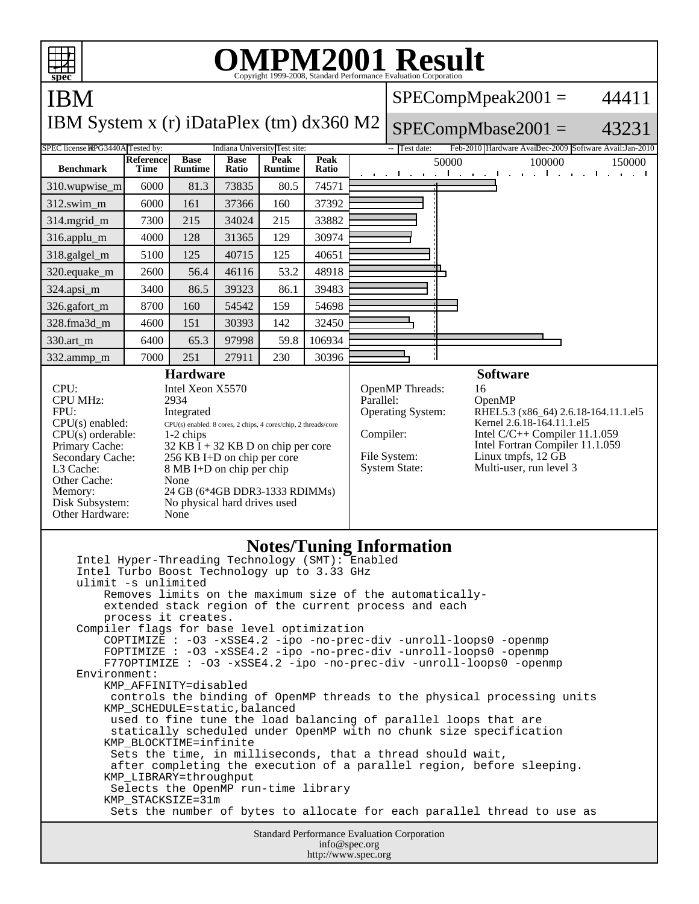# OMPM2001 Result

Copyright 1999-2008, Standard Performance Evaluation Corporation

## IBM

IBM System x (r) iDataPlex (tm) dx360 M2

SPECompMpeak2001 = 44411

SPECompMbase2001 = 43231

SPEC license #: HPG3440A | Tested by: Indiana University | Test site: -- | Test date: Feb-2010 | Hardware Avail: Dec-2009 | Software Avail: Jan-2010

| Benchmark | Reference Time | Base Runtime | Base Ratio | Peak Runtime | Peak Ratio |
|---|---|---|---|---|---|
| 310.wupwise_m | 6000 | 81.3 | 73835 | 80.5 | 74571 |
| 312.swim_m | 6000 | 161 | 37366 | 160 | 37392 |
| 314.mgrid_m | 7300 | 215 | 34024 | 215 | 33882 |
| 316.applu_m | 4000 | 128 | 31365 | 129 | 30974 |
| 318.galgel_m | 5100 | 125 | 40715 | 125 | 40651 |
| 320.equake_m | 2600 | 56.4 | 46116 | 53.2 | 48918 |
| 324.apsi_m | 3400 | 86.5 | 39323 | 86.1 | 39483 |
| 326.gafort_m | 8700 | 160 | 54542 | 159 | 54698 |
| 328.fma3d_m | 4600 | 151 | 30393 | 142 | 32450 |
| 330.art_m | 6400 | 65.3 | 97998 | 59.8 | 106934 |
| 332.ammp_m | 7000 | 251 | 27911 | 230 | 30396 |

### Hardware

- CPU: Intel Xeon X5570
- CPU MHz: 2934
- FPU: Integrated
- CPU(s) enabled: 8 cores, 2 chips, 4 cores/chip, 2 threads/core
- CPU(s) orderable: 1-2 chips
- Primary Cache: 32 KB I + 32 KB D on chip per core
- Secondary Cache: 256 KB I+D on chip per core
- L3 Cache: 8 MB I+D on chip per chip
- Other Cache: None
- Memory: 24 GB (6*4GB DDR3-1333 RDIMMs)
- Disk Subsystem: No physical hard drives used
- Other Hardware: None

### Software

- OpenMP Threads: 16
- Parallel: OpenMP
- Operating System: RHEL5.3 (x86_64) 2.6.18-164.11.1.el5 Kernel 2.6.18-164.11.1.el5
- Compiler: Intel C/C++ Compiler 11.1.059 Intel Fortran Compiler 11.1.059
- File System: Linux tmpfs, 12 GB
- System State: Multi-user, run level 3

### Notes/Tuning Information

```
Intel Hyper-Threading Technology (SMT): Enabled
Intel Turbo Boost Technology up to 3.33 GHz
ulimit -s unlimited
    Removes limits on the maximum size of the automatically-
    extended stack region of the current process and each
    process it creates.
Compiler flags for base level optimization
    COPTIMIZE : -O3 -xSSE4.2 -ipo -no-prec-div -unroll-loops0 -openmp
    FOPTIMIZE : -O3 -xSSE4.2 -ipo -no-prec-div -unroll-loops0 -openmp
    F77OPTIMIZE : -O3 -xSSE4.2 -ipo -no-prec-div -unroll-loops0 -openmp
Environment:
    KMP_AFFINITY=disabled
     controls the binding of OpenMP threads to the physical processing units
    KMP_SCHEDULE=static,balanced
     used to fine tune the load balancing of parallel loops that are
     statically scheduled under OpenMP with no chunk size specification
    KMP_BLOCKTIME=infinite
     Sets the time, in milliseconds, that a thread should wait,
     after completing the execution of a parallel region, before sleeping.
    KMP_LIBRARY=throughput
     Selects the OpenMP run-time library
    KMP_STACKSIZE=31m
     Sets the number of bytes to allocate for each parallel thread to use as
```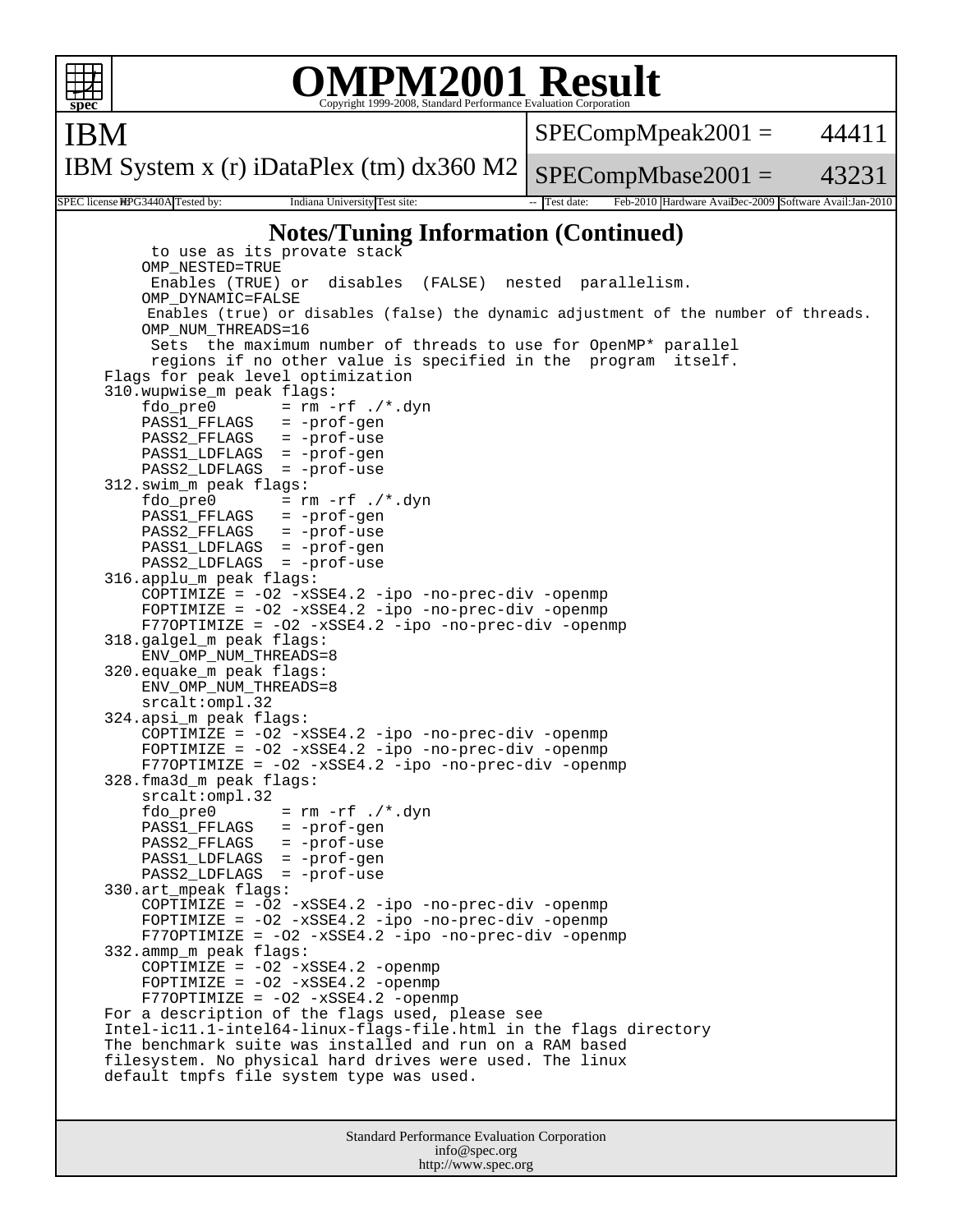# OMPM2001 Result

Copyright 1999-2008, Standard Performance Evaluation Corporation

**IBM**

IBM System x (r) iDataPlex (tm) dx360 M2

SPECompMpeak2001 = 44411

SPECompMbase2001 = 43231

| SPEC license #: HPG3440A | Tested by: Indiana University | Test site: -- | Test date: Feb-2010 | Hardware Avail: Dec-2009 | Software Avail: Jan-2010 |
|---|---|---|---|---|---|

## Notes/Tuning Information (Continued)

```
        to use as its provate stack
       OMP_NESTED=TRUE
        Enables (TRUE) or  disables  (FALSE)  nested  parallelism.
       OMP_DYNAMIC=FALSE
        Enables (true) or disables (false) the dynamic adjustment of the number of threads.
       OMP_NUM_THREADS=16
        Sets  the maximum number of threads to use for OpenMP* parallel
        regions if no other value is specified in the  program  itself.
   Flags for peak level optimization
   310.wupwise_m peak flags:
       fdo_pre0       = rm -rf ./*.dyn
       PASS1_FFLAGS   = -prof-gen
       PASS2_FFLAGS   = -prof-use
       PASS1_LDFLAGS  = -prof-gen
       PASS2_LDFLAGS  = -prof-use
   312.swim_m peak flags:
       fdo_pre0       = rm -rf ./*.dyn
       PASS1_FFLAGS   = -prof-gen
       PASS2_FFLAGS   = -prof-use
       PASS1_LDFLAGS  = -prof-gen
       PASS2_LDFLAGS  = -prof-use
   316.applu_m peak flags:
       COPTIMIZE = -O2 -xSSE4.2 -ipo -no-prec-div -openmp
       FOPTIMIZE = -O2 -xSSE4.2 -ipo -no-prec-div -openmp
       F77OPTIMIZE = -O2 -xSSE4.2 -ipo -no-prec-div -openmp
   318.galgel_m peak flags:
       ENV_OMP_NUM_THREADS=8
   320.equake_m peak flags:
       ENV_OMP_NUM_THREADS=8
       srcalt:ompl.32
   324.apsi_m peak flags:
       COPTIMIZE = -O2 -xSSE4.2 -ipo -no-prec-div -openmp
       FOPTIMIZE = -O2 -xSSE4.2 -ipo -no-prec-div -openmp
       F77OPTIMIZE = -O2 -xSSE4.2 -ipo -no-prec-div -openmp
   328.fma3d_m peak flags:
       srcalt:ompl.32
       fdo_pre0       = rm -rf ./*.dyn
       PASS1_FFLAGS   = -prof-gen
       PASS2_FFLAGS   = -prof-use
       PASS1_LDFLAGS  = -prof-gen
       PASS2_LDFLAGS  = -prof-use
   330.art_mpeak flags:
       COPTIMIZE = -O2 -xSSE4.2 -ipo -no-prec-div -openmp
       FOPTIMIZE = -O2 -xSSE4.2 -ipo -no-prec-div -openmp
       F77OPTIMIZE = -O2 -xSSE4.2 -ipo -no-prec-div -openmp
   332.ammp_m peak flags:
       COPTIMIZE = -O2 -xSSE4.2 -openmp
       FOPTIMIZE = -O2 -xSSE4.2 -openmp
       F77OPTIMIZE = -O2 -xSSE4.2 -openmp
   For a description of the flags used, please see
   Intel-ic11.1-intel64-linux-flags-file.html in the flags directory
   The benchmark suite was installed and run on a RAM based
   filesystem. No physical hard drives were used. The linux
   default tmpfs file system type was used.
```

Standard Performance Evaluation Corporation
info@spec.org
http://www.spec.org